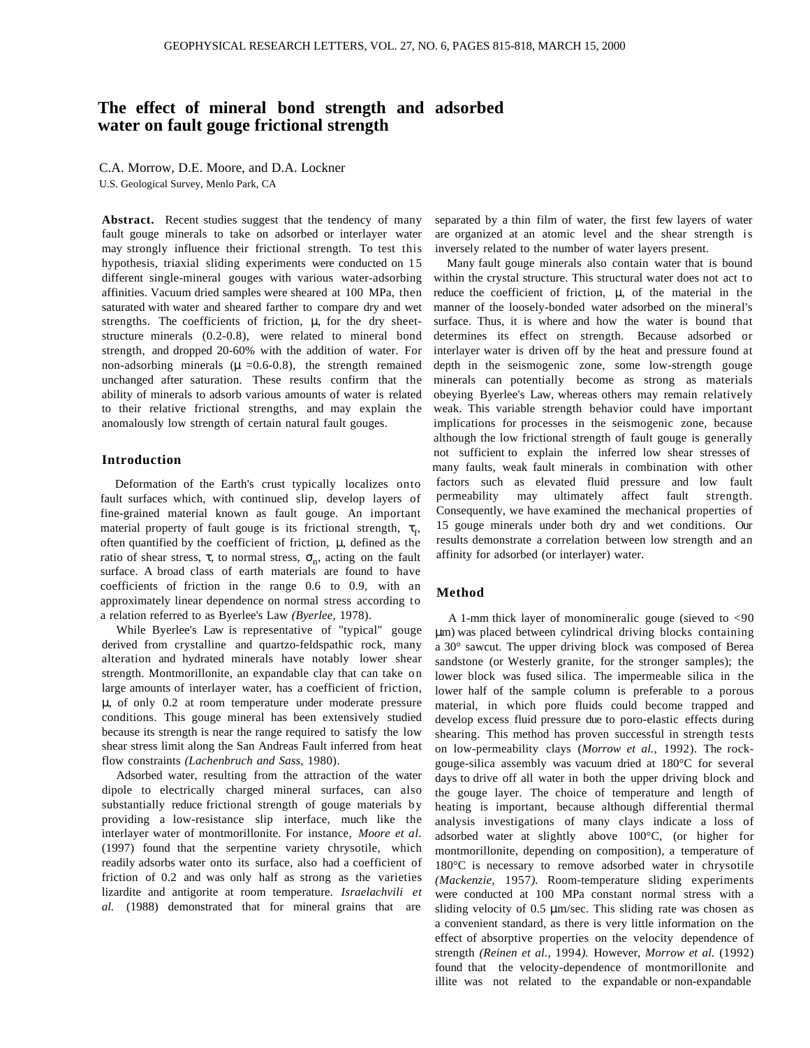# The effect of mineral bond strength and adsorbed water on fault gouge frictional strength

C.A. Morrow, D.E. Moore, and D.A. Lockner
U.S. Geological Survey, Menlo Park, CA

**Abstract.** Recent studies suggest that the tendency of many fault gouge minerals to take on adsorbed or interlayer water may strongly influence their frictional strength. To test this hypothesis, triaxial sliding experiments were conducted on 15 different single-mineral gouges with various water-adsorbing affinities. Vacuum dried samples were sheared at 100 MPa, then saturated with water and sheared farther to compare dry and wet strengths. The coefficients of friction, $\mu$, for the dry sheet-structure minerals (0.2-0.8), were related to mineral bond strength, and dropped 20-60% with the addition of water. For non-adsorbing minerals ($\mu$ =0.6-0.8), the strength remained unchanged after saturation. These results confirm that the ability of minerals to adsorb various amounts of water is related to their relative frictional strengths, and may explain the anomalously low strength of certain natural fault gouges.

## Introduction

Deformation of the Earth's crust typically localizes onto fault surfaces which, with continued slip, develop layers of fine-grained material known as fault gouge. An important material property of fault gouge is its frictional strength, $\tau_f$, often quantified by the coefficient of friction, $\mu$, defined as the ratio of shear stress, $\tau$, to normal stress, $\sigma_n$, acting on the fault surface. A broad class of earth materials are found to have coefficients of friction in the range 0.6 to 0.9, with an approximately linear dependence on normal stress according to a relation referred to as Byerlee's Law *(Byerlee,* 1978).

While Byerlee's Law is representative of "typical" gouge derived from crystalline and quartzo-feldspathic rock, many alteration and hydrated minerals have notably lower shear strength. Montmorillonite, an expandable clay that can take on large amounts of interlayer water, has a coefficient of friction, $\mu$, of only 0.2 at room temperature under moderate pressure conditions. This gouge mineral has been extensively studied because its strength is near the range required to satisfy the low shear stress limit along the San Andreas Fault inferred from heat flow constraints *(Lachenbruch and Sass,* 1980).

Adsorbed water, resulting from the attraction of the water dipole to electrically charged mineral surfaces, can also substantially reduce frictional strength of gouge materials by providing a low-resistance slip interface, much like the interlayer water of montmorillonite. For instance, *Moore et al*. (1997) found that the serpentine variety chrysotile, which readily adsorbs water onto its surface, also had a coefficient of friction of 0.2 and was only half as strong as the varieties lizardite and antigorite at room temperature. *Israelachvili et al.* (1988) demonstrated that for mineral grains that are separated by a thin film of water, the first few layers of water are organized at an atomic level and the shear strength is inversely related to the number of water layers present.

Many fault gouge minerals also contain water that is bound within the crystal structure. This structural water does not act to reduce the coefficient of friction, $\mu$, of the material in the manner of the loosely-bonded water adsorbed on the mineral's surface. Thus, it is where and how the water is bound that determines its effect on strength. Because adsorbed or interlayer water is driven off by the heat and pressure found at depth in the seismogenic zone, some low-strength gouge minerals can potentially become as strong as materials obeying Byerlee's Law, whereas others may remain relatively weak. This variable strength behavior could have important implications for processes in the seismogenic zone, because although the low frictional strength of fault gouge is generally not sufficient to explain the inferred low shear stresses of many faults, weak fault minerals in combination with other factors such as elevated fluid pressure and low fault permeability may ultimately affect fault strength. Consequently, we have examined the mechanical properties of 15 gouge minerals under both dry and wet conditions. Our results demonstrate a correlation between low strength and an affinity for adsorbed (or interlayer) water.

## Method

A 1-mm thick layer of monomineralic gouge (sieved to <90 $\mu$m) was placed between cylindrical driving blocks containing a 30° sawcut. The upper driving block was composed of Berea sandstone (or Westerly granite, for the stronger samples); the lower block was fused silica. The impermeable silica in the lower half of the sample column is preferable to a porous material, in which pore fluids could become trapped and develop excess fluid pressure due to poro-elastic effects during shearing. This method has proven successful in strength tests on low-permeability clays (*Morrow et al.,* 1992). The rock-gouge-silica assembly was vacuum dried at 180°C for several days to drive off all water in both the upper driving block and the gouge layer. The choice of temperature and length of heating is important, because although differential thermal analysis investigations of many clays indicate a loss of adsorbed water at slightly above 100°C, (or higher for montmorillonite, depending on composition), a temperature of 180°C is necessary to remove adsorbed water in chrysotile *(Mackenzie,* 1957*).* Room-temperature sliding experiments were conducted at 100 MPa constant normal stress with a sliding velocity of 0.5 $\mu$m/sec. This sliding rate was chosen as a convenient standard, as there is very little information on the effect of absorptive properties on the velocity dependence of strength *(Reinen et al.,* 1994*).* However, *Morrow et al.* (1992) found that the velocity-dependence of montmorillonite and illite was not related to the expandable or non-expandable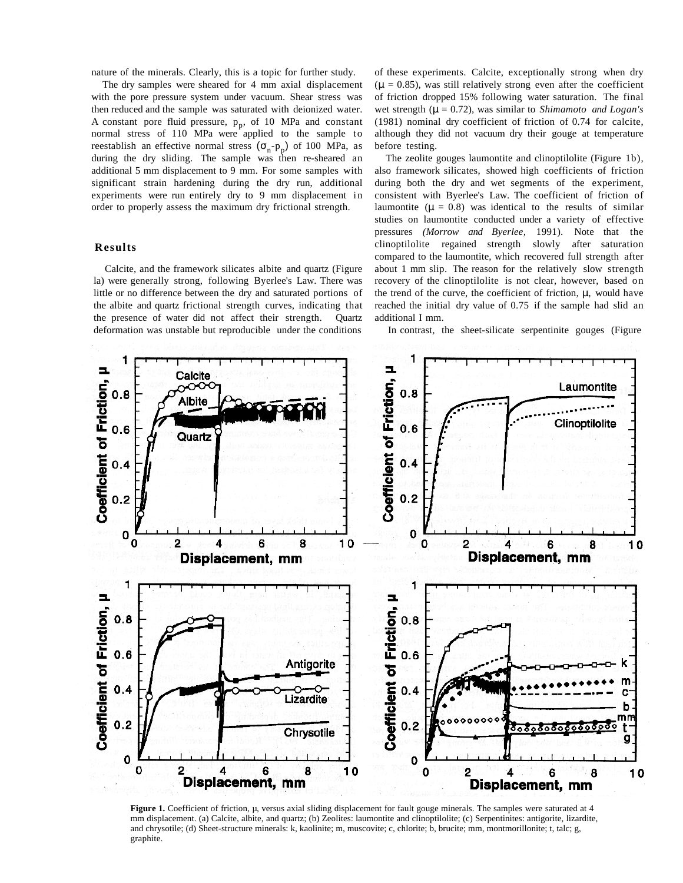nature of the minerals. Clearly, this is a topic for further study.

The dry samples were sheared for 4 mm axial displacement with the pore pressure system under vacuum. Shear stress was then reduced and the sample was saturated with deionized water. A constant pore fluid pressure, $p_p$, of 10 MPa and constant normal stress of 110 MPa were applied to the sample to reestablish an effective normal stress ($\sigma_n$-$p_p$) of 100 MPa, as during the dry sliding. The sample was then re-sheared an additional 5 mm displacement to 9 mm. For some samples with significant strain hardening during the dry run, additional experiments were run entirely dry to 9 mm displacement in order to properly assess the maximum dry frictional strength.

## Results

Calcite, and the framework silicates albite and quartz (Figure la) were generally strong, following Byerlee's Law. There was little or no difference between the dry and saturated portions of the albite and quartz frictional strength curves, indicating that the presence of water did not affect their strength. Quartz deformation was unstable but reproducible under the conditions of these experiments. Calcite, exceptionally strong when dry ($\mu$ = 0.85), was still relatively strong even after the coefficient of friction dropped 15% following water saturation. The final wet strength ($\mu$ = 0.72), was similar to *Shimamoto and Logan's* (1981) nominal dry coefficient of friction of 0.74 for calcite, although they did not vacuum dry their gouge at temperature before testing.

The zeolite gouges laumontite and clinoptilolite (Figure 1b), also framework silicates, showed high coefficients of friction during both the dry and wet segments of the experiment, consistent with Byerlee's Law. The coefficient of friction of laumontite ($\mu$ = 0.8) was identical to the results of similar studies on laumontite conducted under a variety of effective pressures *(Morrow and Byerlee,* 1991). Note that the clinoptilolite regained strength slowly after saturation compared to the laumontite, which recovered full strength after about 1 mm slip. The reason for the relatively slow strength recovery of the clinoptilolite is not clear, however, based on the trend of the curve, the coefficient of friction, $\mu$, would have reached the initial dry value of 0.75 if the sample had slid an additional I mm.

In contrast, the sheet-silicate serpentinite gouges (Figure

**Figure 1.** Coefficient of friction, $\mu$, versus axial sliding displacement for fault gouge minerals. The samples were saturated at 4 mm displacement. (a) Calcite, albite, and quartz; (b) Zeolites: laumontite and clinoptilolite; (c) Serpentinites: antigorite, lizardite, and chrysotile; (d) Sheet-structure minerals: k, kaolinite; m, muscovite; c, chlorite; b, brucite; mm, montmorillonite; t, talc; g, graphite.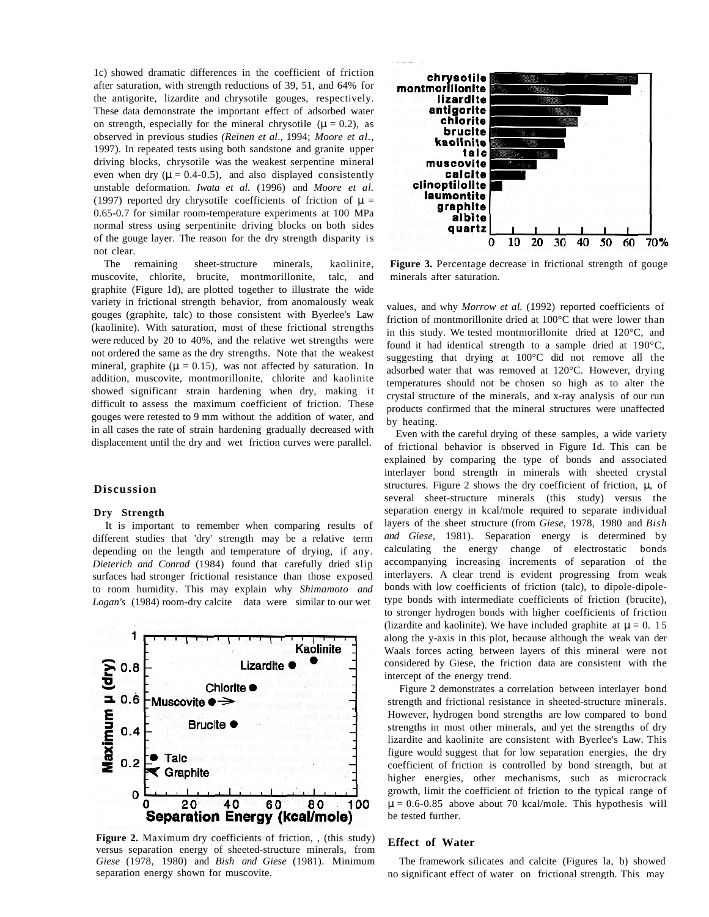1c) showed dramatic differences in the coefficient of friction after saturation, with strength reductions of 39, 51, and 64% for the antigorite, lizardite and chrysotile gouges, respectively. These data demonstrate the important effect of adsorbed water on strength, especially for the mineral chrysotile ($\mu = 0.2$), as observed in previous studies *(Reinen et al*., 1994; *Moore et al.*, 1997). In repeated tests using both sandstone and granite upper driving blocks, chrysotile was the weakest serpentine mineral even when dry ($\mu = 0.4$-$0.5$), and also displayed consistently unstable deformation. *Iwata et al.* (1996) and *Moore et al.* (1997) reported dry chrysotile coefficients of friction of $\mu = 0.65$-$0.7$ for similar room-temperature experiments at 100 MPa normal stress using serpentinite driving blocks on both sides of the gouge layer. The reason for the dry strength disparity is not clear.

The remaining sheet-structure minerals, kaolinite, muscovite, chlorite, brucite, montmorillonite, talc, and graphite (Figure 1d), are plotted together to illustrate the wide variety in frictional strength behavior, from anomalously weak gouges (graphite, talc) to those consistent with Byerlee's Law (kaolinite). With saturation, most of these frictional strengths were reduced by 20 to 40%, and the relative wet strengths were not ordered the same as the dry strengths. Note that the weakest mineral, graphite ($\mu = 0.15$), was not affected by saturation. In addition, muscovite, montmorillonite, chlorite and kaolinite showed significant strain hardening when dry, making it difficult to assess the maximum coefficient of friction. These gouges were retested to 9 mm without the addition of water, and in all cases the rate of strain hardening gradually decreased with displacement until the dry and wet friction curves were parallel.

## Discussion

### Dry Strength

It is important to remember when comparing results of different studies that 'dry' strength may be a relative term depending on the length and temperature of drying, if any. *Dieterich and Conrad* (1984) found that carefully dried slip surfaces had stronger frictional resistance than those exposed to room humidity. This may explain why *Shimamoto and Logan's* (1984) room-dry calcite data were similar to our wet values, and why *Morrow et al.* (1992) reported coefficients of friction of montmorillonite dried at 100°C that were lower than in this study. We tested montmorillonite dried at 120°C, and found it had identical strength to a sample dried at 190°C, suggesting that drying at 100°C did not remove all the adsorbed water that was removed at 120°C. However, drying temperatures should not be chosen so high as to alter the crystal structure of the minerals, and x-ray analysis of our run products confirmed that the mineral structures were unaffected by heating.

**Figure 2.** Maximum dry coefficients of friction, , (this study) versus separation energy of sheeted-structure minerals, from *Giese* (1978, 1980) and *Bish and Giese* (1981). Minimum separation energy shown for muscovite.

**Figure 3.** Percentage decrease in frictional strength of gouge minerals after saturation.

Even with the careful drying of these samples, a wide variety of frictional behavior is observed in Figure 1d. This can be explained by comparing the type of bonds and associated interlayer bond strength in minerals with sheeted crystal structures. Figure 2 shows the dry coefficient of friction, $\mu$, of several sheet-structure minerals (this study) versus the separation energy in kcal/mole required to separate individual layers of the sheet structure (from *Giese,* 1978, 1980 and *Bish and Giese,* 1981). Separation energy is determined by calculating the energy change of electrostatic bonds accompanying increasing increments of separation of the interlayers. A clear trend is evident progressing from weak bonds with low coefficients of friction (talc), to dipole-dipole-type bonds with intermediate coefficients of friction (brucite), to stronger hydrogen bonds with higher coefficients of friction (lizardite and kaolinite). We have included graphite at $\mu = 0.15$ along the y-axis in this plot, because although the weak van der Waals forces acting between layers of this mineral were not considered by Giese, the friction data are consistent with the intercept of the energy trend.

Figure 2 demonstrates a correlation between interlayer bond strength and frictional resistance in sheeted-structure minerals. However, hydrogen bond strengths are low compared to bond strengths in most other minerals, and yet the strengths of dry lizardite and kaolinite are consistent with Byerlee's Law. This figure would suggest that for low separation energies, the dry coefficient of friction is controlled by bond strength, but at higher energies, other mechanisms, such as microcrack growth, limit the coefficient of friction to the typical range of $\mu = 0.6$-$0.85$ above about 70 kcal/mole. This hypothesis will be tested further.

### Effect of Water

The framework silicates and calcite (Figures 1a, b) showed no significant effect of water on frictional strength. This may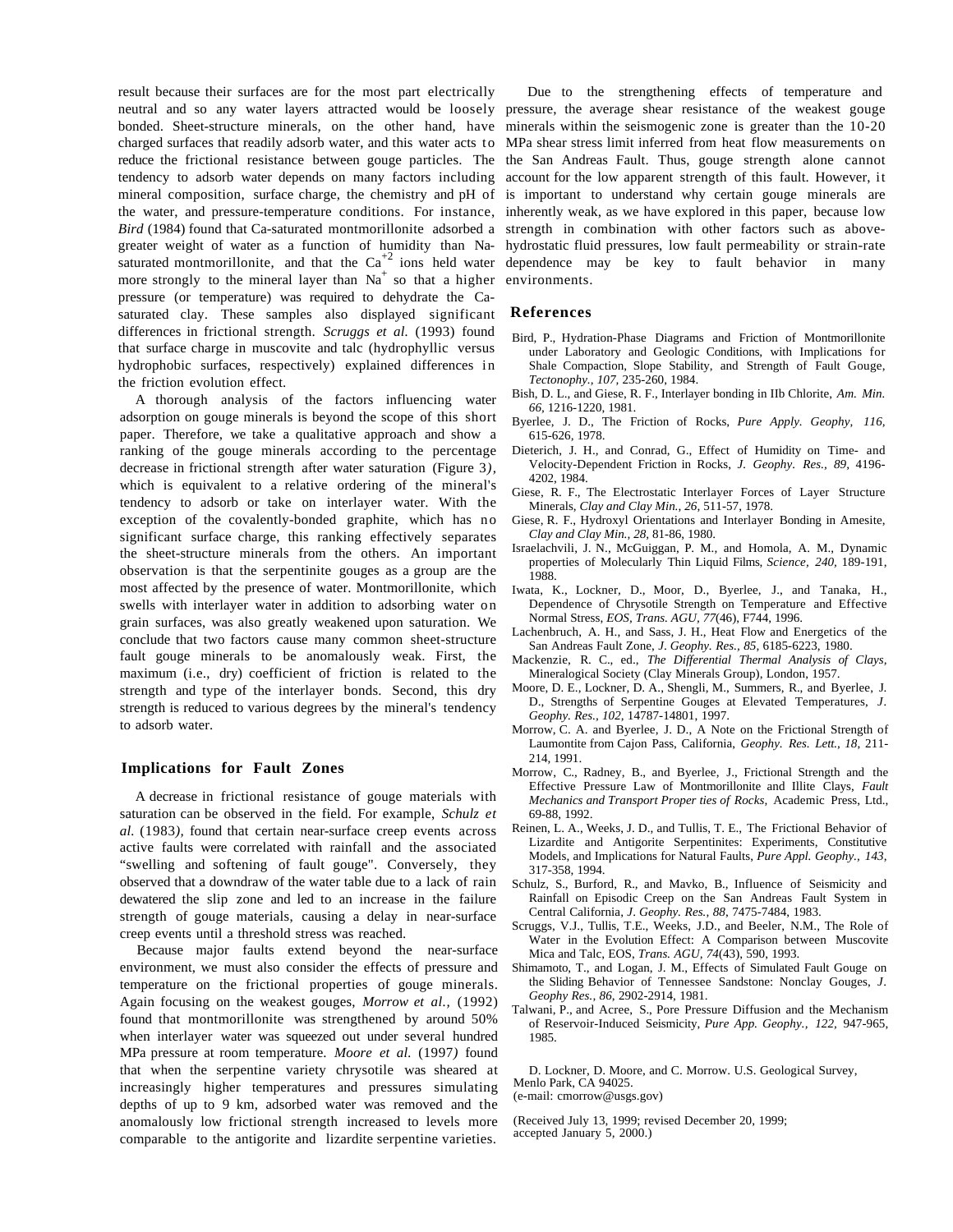result because their surfaces are for the most part electrically neutral and so any water layers attracted would be loosely bonded. Sheet-structure minerals, on the other hand, have charged surfaces that readily adsorb water, and this water acts to reduce the frictional resistance between gouge particles. The tendency to adsorb water depends on many factors including mineral composition, surface charge, the chemistry and pH of the water, and pressure-temperature conditions. For instance, *Bird* (1984) found that Ca-saturated montmorillonite adsorbed a greater weight of water as a function of humidity than Na-saturated montmorillonite, and that the $Ca^{+2}$ ions held water more strongly to the mineral layer than $Na^{+}$ so that a higher pressure (or temperature) was required to dehydrate the Ca-saturated clay. These samples also displayed significant differences in frictional strength. *Scruggs et al.* (1993) found that surface charge in muscovite and talc (hydrophyllic versus hydrophobic surfaces, respectively) explained differences in the friction evolution effect.

A thorough analysis of the factors influencing water adsorption on gouge minerals is beyond the scope of this short paper. Therefore, we take a qualitative approach and show a ranking of the gouge minerals according to the percentage decrease in frictional strength after water saturation (Figure 3), which is equivalent to a relative ordering of the mineral's tendency to adsorb or take on interlayer water. With the exception of the covalently-bonded graphite, which has no significant surface charge, this ranking effectively separates the sheet-structure minerals from the others. An important observation is that the serpentinite gouges as a group are the most affected by the presence of water. Montmorillonite, which swells with interlayer water in addition to adsorbing water on grain surfaces, was also greatly weakened upon saturation. We conclude that two factors cause many common sheet-structure fault gouge minerals to be anomalously weak. First, the maximum (i.e., dry) coefficient of friction is related to the strength and type of the interlayer bonds. Second, this dry strength is reduced to various degrees by the mineral's tendency to adsorb water.

## Implications for Fault Zones

A decrease in frictional resistance of gouge materials with saturation can be observed in the field. For example, *Schulz et al.* (1983), found that certain near-surface creep events across active faults were correlated with rainfall and the associated "swelling and softening of fault gouge". Conversely, they observed that a downdraw of the water table due to a lack of rain dewatered the slip zone and led to an increase in the failure strength of gouge materials, causing a delay in near-surface creep events until a threshold stress was reached.

Because major faults extend beyond the near-surface environment, we must also consider the effects of pressure and temperature on the frictional properties of gouge minerals. Again focusing on the weakest gouges, *Morrow et al.*, (1992) found that montmorillonite was strengthened by around 50% when interlayer water was squeezed out under several hundred MPa pressure at room temperature. *Moore et al.* (1997) found that when the serpentine variety chrysotile was sheared at increasingly higher temperatures and pressures simulating depths of up to 9 km, adsorbed water was removed and the anomalously low frictional strength increased to levels more comparable to the antigorite and lizardite serpentine varieties.

Due to the strengthening effects of temperature and pressure, the average shear resistance of the weakest gouge minerals within the seismogenic zone is greater than the 10-20 MPa shear stress limit inferred from heat flow measurements on the San Andreas Fault. Thus, gouge strength alone cannot account for the low apparent strength of this fault. However, it is important to understand why certain gouge minerals are inherently weak, as we have explored in this paper, because low strength in combination with other factors such as above-hydrostatic fluid pressures, low fault permeability or strain-rate dependence may be key to fault behavior in many environments.

## References

Bird, P., Hydration-Phase Diagrams and Friction of Montmorillonite under Laboratory and Geologic Conditions, with Implications for Shale Compaction, Slope Stability, and Strength of Fault Gouge, *Tectonophy., 107*, 235-260, 1984.

Bish, D. L., and Giese, R. F., Interlayer bonding in IIb Chlorite, *Am. Min. 66*, 1216-1220, 1981.

Byerlee, J. D., The Friction of Rocks, *Pure Apply. Geophy, 116*, 615-626, 1978.

Dieterich, J. H., and Conrad, G., Effect of Humidity on Time- and Velocity-Dependent Friction in Rocks, *J. Geophy. Res., 89*, 4196-4202, 1984.

Giese, R. F., The Electrostatic Interlayer Forces of Layer Structure Minerals, *Clay and Clay Min., 26*, 511-57, 1978.

Giese, R. F., Hydroxyl Orientations and Interlayer Bonding in Amesite, *Clay and Clay Min., 28*, 81-86, 1980.

Israelachvili, J. N., McGuiggan, P. M., and Homola, A. M., Dynamic properties of Molecularly Thin Liquid Films, *Science, 240*, 189-191, 1988.

Iwata, K., Lockner, D., Moor, D., Byerlee, J., and Tanaka, H., Dependence of Chrysotile Strength on Temperature and Effective Normal Stress, *EOS, Trans. AGU, 77*(46), F744, 1996.

Lachenbruch, A. H., and Sass, J. H., Heat Flow and Energetics of the San Andreas Fault Zone, *J. Geophy. Res., 85*, 6185-6223, 1980.

Mackenzie, R. C., ed., *The Differential Thermal Analysis of Clays*, Mineralogical Society (Clay Minerals Group), London, 1957.

Moore, D. E., Lockner, D. A., Shengli, M., Summers, R., and Byerlee, J. D., Strengths of Serpentine Gouges at Elevated Temperatures, *J. Geophy. Res., 102*, 14787-14801, 1997.

Morrow, C. A. and Byerlee, J. D., A Note on the Frictional Strength of Laumontite from Cajon Pass, California, *Geophy. Res. Lett., 18*, 211-214, 1991.

Morrow, C., Radney, B., and Byerlee, J., Frictional Strength and the Effective Pressure Law of Montmorillonite and Illite Clays, *Fault Mechanics and Transport Proper ties of Rocks*, Academic Press, Ltd., 69-88, 1992.

Reinen, L. A., Weeks, J. D., and Tullis, T. E., The Frictional Behavior of Lizardite and Antigorite Serpentinites: Experiments, Constitutive Models, and Implications for Natural Faults, *Pure Appl. Geophy., 143*, 317-358, 1994.

Schulz, S., Burford, R., and Mavko, B., Influence of Seismicity and Rainfall on Episodic Creep on the San Andreas Fault System in Central California, *J. Geophy. Res., 88*, 7475-7484, 1983.

Scruggs, V.J., Tullis, T.E., Weeks, J.D., and Beeler, N.M., The Role of Water in the Evolution Effect: A Comparison between Muscovite Mica and Talc, EOS, *Trans. AGU, 74*(43), 590, 1993.

Shimamoto, T., and Logan, J. M., Effects of Simulated Fault Gouge on the Sliding Behavior of Tennessee Sandstone: Nonclay Gouges, *J. Geophy Res., 86*, 2902-2914, 1981.

Talwani, P., and Acree, S., Pore Pressure Diffusion and the Mechanism of Reservoir-Induced Seismicity, *Pure App. Geophy., 122*, 947-965, 1985.

D. Lockner, D. Moore, and C. Morrow. U.S. Geological Survey, Menlo Park, CA 94025.
(e-mail: cmorrow@usgs.gov)

(Received July 13, 1999; revised December 20, 1999; accepted January 5, 2000.)